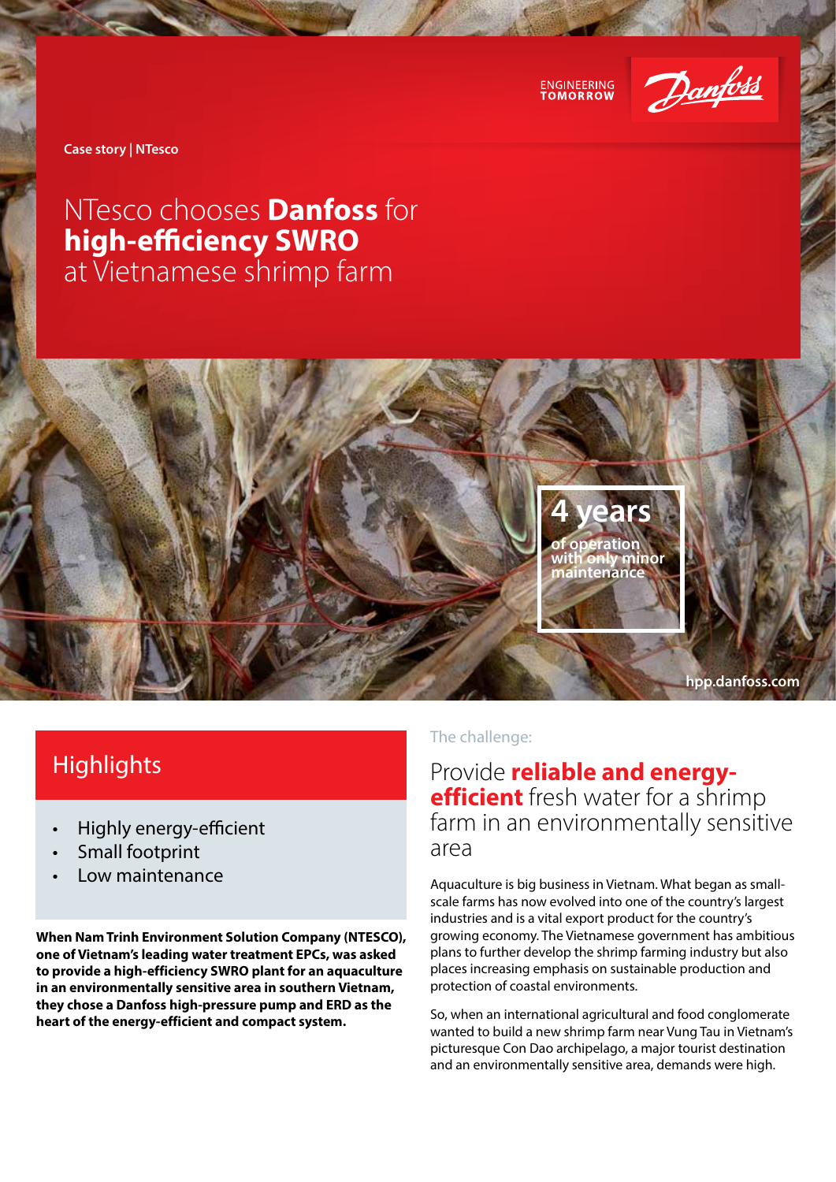ENGINEERING TOMORROW

Danfoss

Case story | NTesco

# NTesco chooses **Danfoss** for **high-efficiency SWRO** at Vietnamese shrimp farm

**4 years** of operation with only minor maintenance

hpp.danfoss.com

## Highlights

- Highly energy-efficient
- Small footprint
- Low maintenance

**When Nam Trinh Environment Solution Company (NTESCO), one of Vietnam's leading water treatment EPCs, was asked to provide a high-efficiency SWRO plant for an aquaculture in an environmentally sensitive area in southern Vietnam, they chose a Danfoss high-pressure pump and ERD as the heart of the energy-efficient and compact system.**

The challenge:

## Provide **reliable and energy-efficient** fresh water for a shrimp farm in an environmentally sensitive area

Aquaculture is big business in Vietnam. What began as small-scale farms has now evolved into one of the country's largest industries and is a vital export product for the country's growing economy. The Vietnamese government has ambitious plans to further develop the shrimp farming industry but also places increasing emphasis on sustainable production and protection of coastal environments.

So, when an international agricultural and food conglomerate wanted to build a new shrimp farm near Vung Tau in Vietnam's picturesque Con Dao archipelago, a major tourist destination and an environmentally sensitive area, demands were high.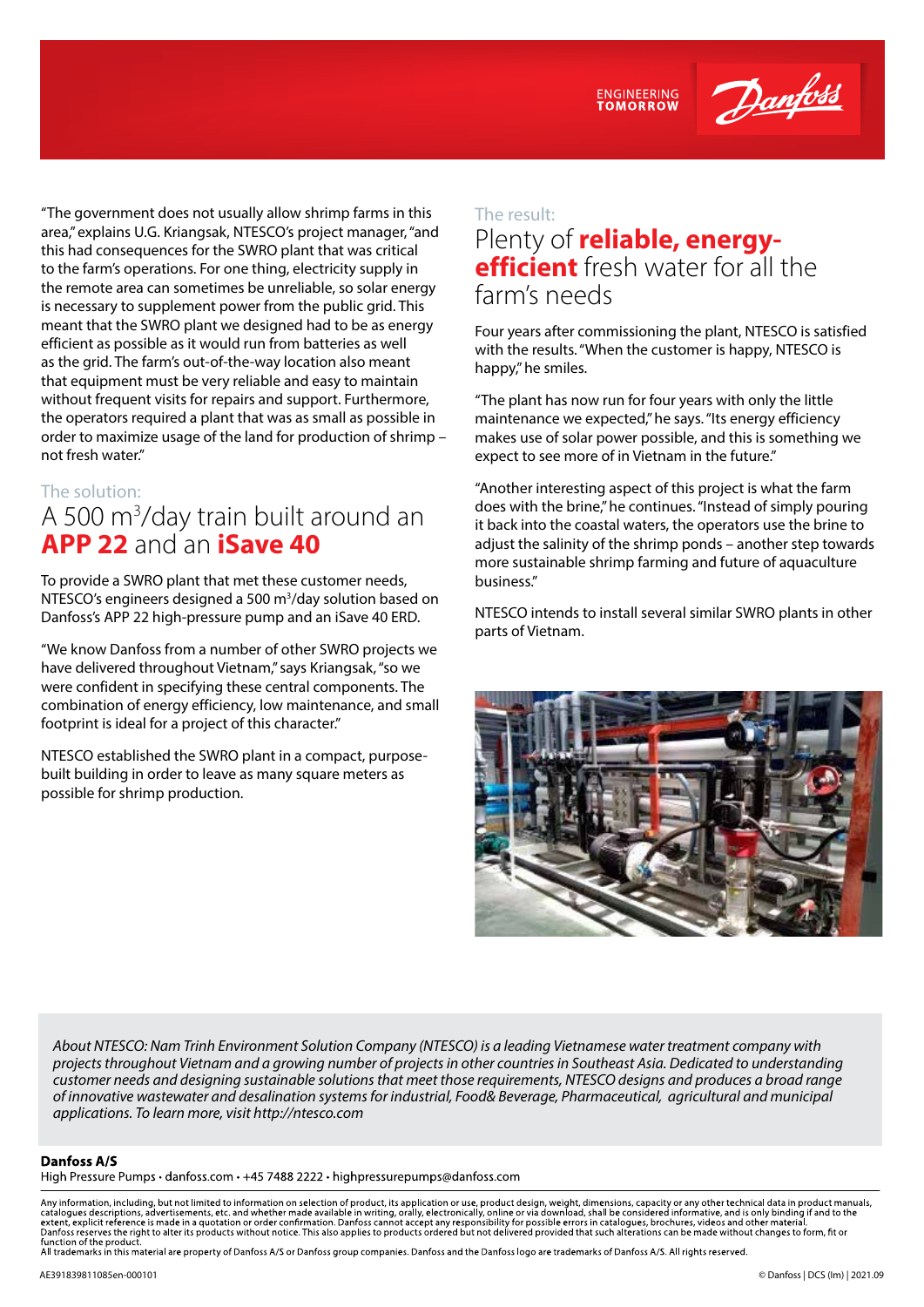"The government does not usually allow shrimp farms in this area," explains U.G. Kriangsak, NTESCO's project manager, "and this had consequences for the SWRO plant that was critical to the farm's operations. For one thing, electricity supply in the remote area can sometimes be unreliable, so solar energy is necessary to supplement power from the public grid. This meant that the SWRO plant we designed had to be as energy efficient as possible as it would run from batteries as well as the grid. The farm's out-of-the-way location also meant that equipment must be very reliable and easy to maintain without frequent visits for repairs and support. Furthermore, the operators required a plant that was as small as possible in order to maximize usage of the land for production of shrimp – not fresh water."

The solution:

## A 500 m³/day train built around an **APP 22** and an **iSave 40**

To provide a SWRO plant that met these customer needs, NTESCO's engineers designed a 500 m³/day solution based on Danfoss's APP 22 high-pressure pump and an iSave 40 ERD.

"We know Danfoss from a number of other SWRO projects we have delivered throughout Vietnam," says Kriangsak, "so we were confident in specifying these central components. The combination of energy efficiency, low maintenance, and small footprint is ideal for a project of this character."

NTESCO established the SWRO plant in a compact, purpose-built building in order to leave as many square meters as possible for shrimp production.

The result:

## Plenty of **reliable, energy-efficient** fresh water for all the farm's needs

Four years after commissioning the plant, NTESCO is satisfied with the results. "When the customer is happy, NTESCO is happy," he smiles.

"The plant has now run for four years with only the little maintenance we expected," he says. "Its energy efficiency makes use of solar power possible, and this is something we expect to see more of in Vietnam in the future."

"Another interesting aspect of this project is what the farm does with the brine," he continues. "Instead of simply pouring it back into the coastal waters, the operators use the brine to adjust the salinity of the shrimp ponds – another step towards more sustainable shrimp farming and future of aquaculture business."

NTESCO intends to install several similar SWRO plants in other parts of Vietnam.

*About NTESCO: Nam Trinh Environment Solution Company (NTESCO) is a leading Vietnamese water treatment company with projects throughout Vietnam and a growing number of projects in other countries in Southeast Asia. Dedicated to understanding customer needs and designing sustainable solutions that meet those requirements, NTESCO designs and produces a broad range of innovative wastewater and desalination systems for industrial, Food& Beverage, Pharmaceutical, agricultural and municipal applications. To learn more, visit http://ntesco.com*

**Danfoss A/S**
High Pressure Pumps • danfoss.com • +45 7488 2222 • highpressurepumps@danfoss.com

Any information, including, but not limited to information on selection of product, its application or use, product design, weight, dimensions, capacity or any other technical data in product manuals, catalogues descriptions, advertisements, etc. and whether made available in writing, orally, electronically, online or via download, shall be considered informative, and is only binding if and to the extent, explicit reference is made in a quotation or order confirmation. Danfoss cannot accept any responsibility for possible errors in catalogues, brochures, videos and other material. Danfoss reserves the right to alter its products without notice. This also applies to products ordered but not delivered provided that such alterations can be made without changes to form, fit or function of the product.
All trademarks in this material are property of Danfoss A/S or Danfoss group companies. Danfoss and the Danfoss logo are trademarks of Danfoss A/S. All rights reserved.

AE391839811085en-000101

© Danfoss | DCS (lm) | 2021.09